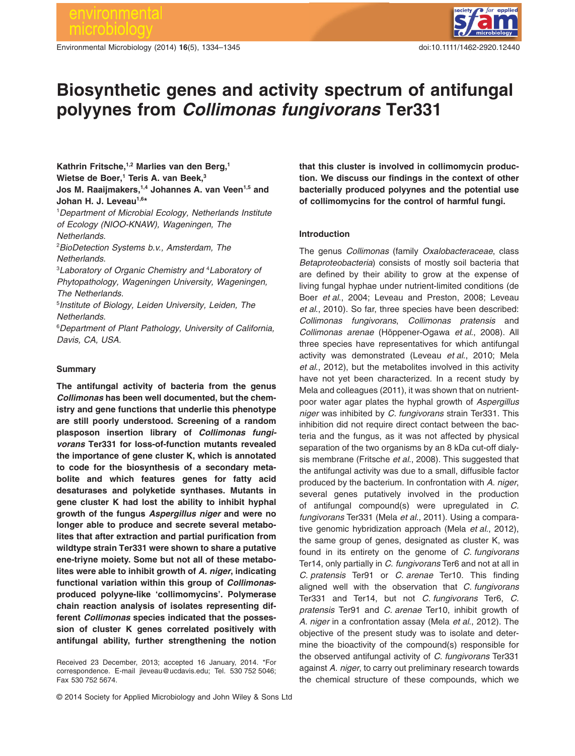# Biosynthetic genes and activity spectrum of antifungal polyynes from *Collimonas fungivorans* Ter331

**Kathrin Fritsche,[1,2] Marlies van den Berg,[1] Wietse de Boer,[1] Teris A. van Beek,[3] Jos M. Raaijmakers,[1,4] Johannes A. van Veen[1,5] and Johan H. J. Leveau[1,6]***

[1]*Department of Microbial Ecology, Netherlands Institute of Ecology (NIOO-KNAW), Wageningen, The Netherlands.*
[2]*BioDetection Systems b.v., Amsterdam, The Netherlands.*
[3]*Laboratory of Organic Chemistry and* [4]*Laboratory of Phytopathology, Wageningen University, Wageningen, The Netherlands.*
[5]*Institute of Biology, Leiden University, Leiden, The Netherlands.*
[6]*Department of Plant Pathology, University of California, Davis, CA, USA.*

## Summary

**The antifungal activity of bacteria from the genus *Collimonas* has been well documented, but the chemistry and gene functions that underlie this phenotype are still poorly understood. Screening of a random plasposon insertion library of *Collimonas fungivorans* Ter331 for loss-of-function mutants revealed the importance of gene cluster K, which is annotated to code for the biosynthesis of a secondary metabolite and which features genes for fatty acid desaturases and polyketide synthases. Mutants in gene cluster K had lost the ability to inhibit hyphal growth of the fungus *Aspergillus niger* and were no longer able to produce and secrete several metabolites that after extraction and partial purification from wildtype strain Ter331 were shown to share a putative ene-triyne moiety. Some but not all of these metabolites were able to inhibit growth of *A. niger*, indicating functional variation within this group of *Collimonas*-produced polyyne-like 'collimomycins'. Polymerase chain reaction analysis of isolates representing different *Collimonas* species indicated that the possession of cluster K genes correlated positively with antifungal ability, further strengthening the notion that this cluster is involved in collimomycin production. We discuss our findings in the context of other bacterially produced polyynes and the potential use of collimomycins for the control of harmful fungi.**

Received 23 December, 2013; accepted 16 January, 2014. *For correspondence. E-mail jleveau@ucdavis.edu; Tel. 530 752 5046; Fax 530 752 5674.

## Introduction

The genus *Collimonas* (family *Oxalobacteraceae*, class *Betaproteobacteria*) consists of mostly soil bacteria that are defined by their ability to grow at the expense of living fungal hyphae under nutrient-limited conditions (de Boer *et al.*, 2004; Leveau and Preston, 2008; Leveau *et al.*, 2010). So far, three species have been described: *Collimonas fungivorans*, *Collimonas pratensis* and *Collimonas arenae* (Höppener-Ogawa *et al.*, 2008). All three species have representatives for which antifungal activity was demonstrated (Leveau *et al.*, 2010; Mela *et al.*, 2012), but the metabolites involved in this activity have not yet been characterized. In a recent study by Mela and colleagues (2011), it was shown that on nutrient-poor water agar plates the hyphal growth of *Aspergillus niger* was inhibited by *C. fungivorans* strain Ter331. This inhibition did not require direct contact between the bacteria and the fungus, as it was not affected by physical separation of the two organisms by an 8 kDa cut-off dialysis membrane (Fritsche *et al.*, 2008). This suggested that the antifungal activity was due to a small, diffusible factor produced by the bacterium. In confrontation with *A. niger*, several genes putatively involved in the production of antifungal compound(s) were upregulated in *C. fungivorans* Ter331 (Mela *et al.*, 2011). Using a comparative genomic hybridization approach (Mela *et al.*, 2012), the same group of genes, designated as cluster K, was found in its entirety on the genome of *C. fungivorans* Ter14, only partially in *C. fungivorans* Ter6 and not at all in *C. pratensis* Ter91 or *C. arenae* Ter10. This finding aligned well with the observation that *C. fungivorans* Ter331 and Ter14, but not *C. fungivorans* Ter6, *C. pratensis* Ter91 and *C. arenae* Ter10, inhibit growth of *A. niger* in a confrontation assay (Mela *et al.*, 2012). The objective of the present study was to isolate and determine the bioactivity of the compound(s) responsible for the observed antifungal activity of *C. fungivorans* Ter331 against *A. niger*, to carry out preliminary research towards the chemical structure of these compounds, which we

© 2014 Society for Applied Microbiology and John Wiley & Sons Ltd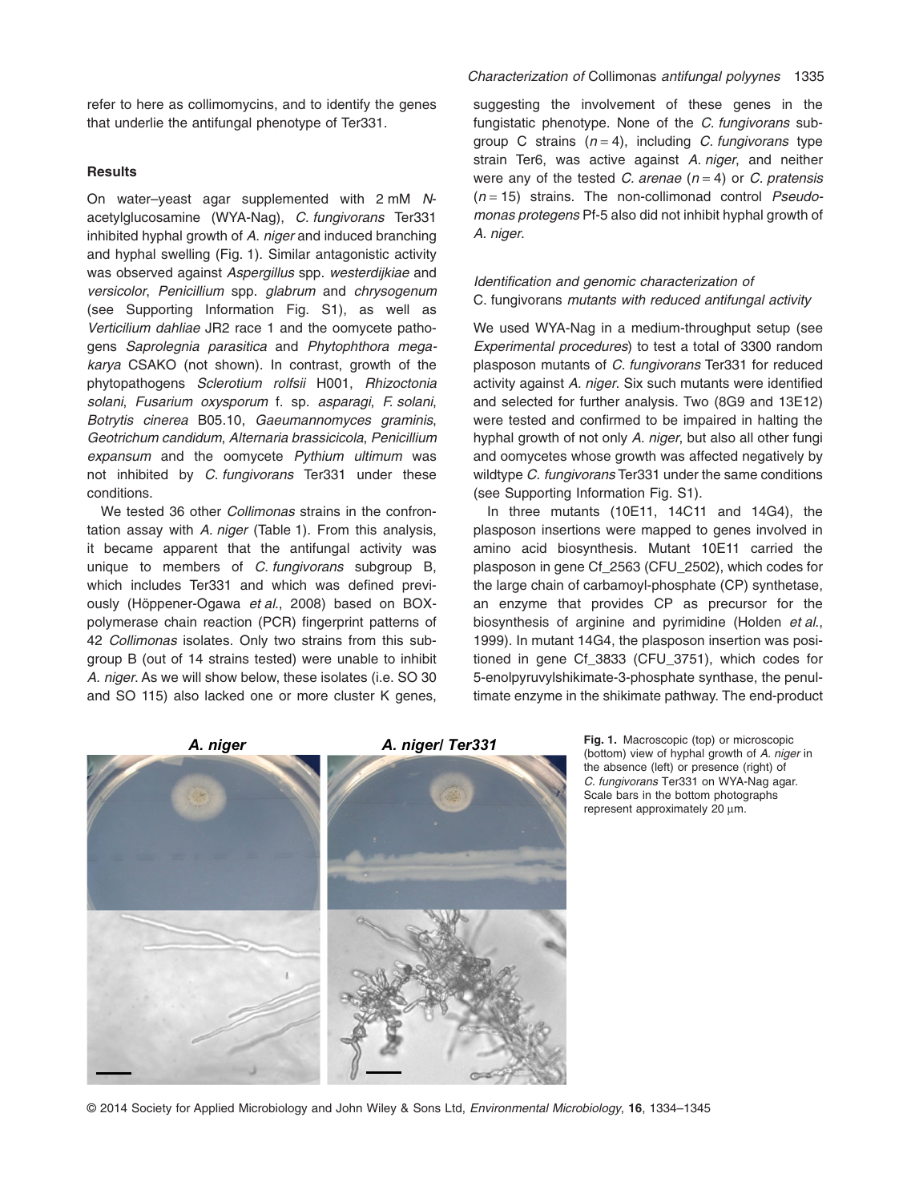refer to here as collimomycins, and to identify the genes that underlie the antifungal phenotype of Ter331.

## Results

On water–yeast agar supplemented with 2 mM *N*-acetylglucosamine (WYA-Nag), *C. fungivorans* Ter331 inhibited hyphal growth of *A. niger* and induced branching and hyphal swelling (Fig. 1). Similar antagonistic activity was observed against *Aspergillus* spp. *westerdijkiae* and *versicolor*, *Penicillium* spp. *glabrum* and *chrysogenum* (see Supporting Information Fig. S1), as well as *Verticilium dahliae* JR2 race 1 and the oomycete pathogens *Saprolegnia parasitica* and *Phytophthora megakarya* CSAKO (not shown). In contrast, growth of the phytopathogens *Sclerotium rolfsii* H001, *Rhizoctonia solani*, *Fusarium oxysporum* f. sp. *asparagi*, *F. solani*, *Botrytis cinerea* B05.10, *Gaeumannomyces graminis*, *Geotrichum candidum*, *Alternaria brassicicola*, *Penicillium expansum* and the oomycete *Pythium ultimum* was not inhibited by *C. fungivorans* Ter331 under these conditions.

We tested 36 other *Collimonas* strains in the confrontation assay with *A. niger* (Table 1). From this analysis, it became apparent that the antifungal activity was unique to members of *C. fungivorans* subgroup B, which includes Ter331 and which was defined previously (Höppener-Ogawa *et al*., 2008) based on BOX-polymerase chain reaction (PCR) fingerprint patterns of 42 *Collimonas* isolates. Only two strains from this subgroup B (out of 14 strains tested) were unable to inhibit *A. niger*. As we will show below, these isolates (i.e. SO 30 and SO 115) also lacked one or more cluster K genes, suggesting the involvement of these genes in the fungistatic phenotype. None of the *C. fungivorans* subgroup C strains ($n = 4$), including *C. fungivorans* type strain Ter6, was active against *A. niger*, and neither were any of the tested *C. arenae* ($n = 4$) or *C. pratensis* ($n = 15$) strains. The non-collimonad control *Pseudomonas protegens* Pf-5 also did not inhibit hyphal growth of *A. niger*.

### Identification and genomic characterization of C. fungivorans mutants with reduced antifungal activity

We used WYA-Nag in a medium-throughput setup (see *Experimental procedures*) to test a total of 3300 random plasposon mutants of *C. fungivorans* Ter331 for reduced activity against *A. niger*. Six such mutants were identified and selected for further analysis. Two (8G9 and 13E12) were tested and confirmed to be impaired in halting the hyphal growth of not only *A. niger*, but also all other fungi and oomycetes whose growth was affected negatively by wildtype *C. fungivorans* Ter331 under the same conditions (see Supporting Information Fig. S1).

In three mutants (10E11, 14C11 and 14G4), the plasposon insertions were mapped to genes involved in amino acid biosynthesis. Mutant 10E11 carried the plasposon in gene Cf_2563 (CFU_2502), which codes for the large chain of carbamoyl-phosphate (CP) synthetase, an enzyme that provides CP as precursor for the biosynthesis of arginine and pyrimidine (Holden *et al*., 1999). In mutant 14G4, the plasposon insertion was positioned in gene Cf_3833 (CFU_3751), which codes for 5-enolpyruvylshikimate-3-phosphate synthase, the penultimate enzyme in the shikimate pathway. The end-product

**Fig. 1.** Macroscopic (top) or microscopic (bottom) view of hyphal growth of *A. niger* in the absence (left) or presence (right) of *C. fungivorans* Ter331 on WYA-Nag agar. Scale bars in the bottom photographs represent approximately 20 μm.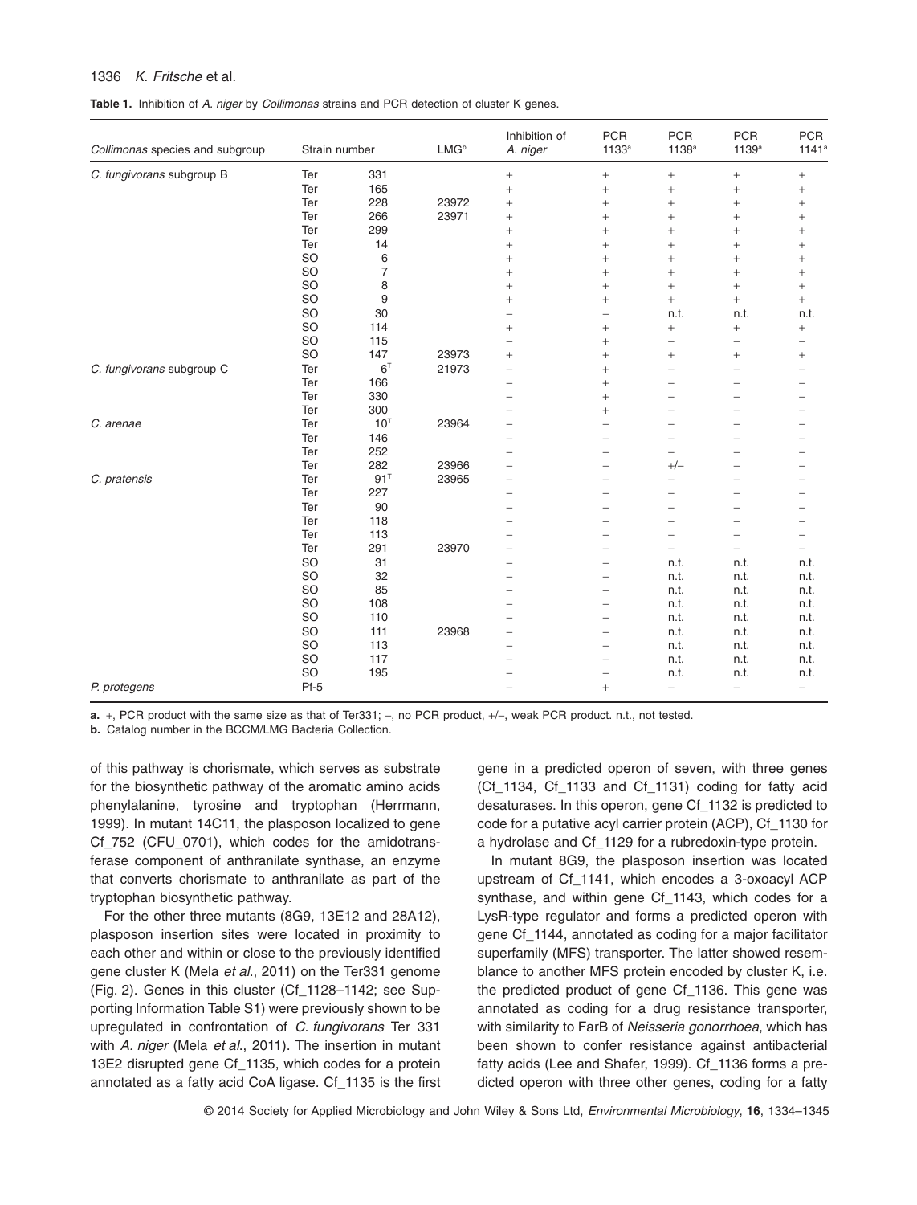**Table 1.** Inhibition of *A. niger* by *Collimonas* strains and PCR detection of cluster K genes.

| *Collimonas* species and subgroup | Strain number | | LMG[b] | Inhibition of *A. niger* | PCR 1133[a] | PCR 1138[a] | PCR 1139[a] | PCR 1141[a] |
|---|---|---|---|---|---|---|---|---|
| *C. fungivorans* subgroup B | Ter | 331 | | + | + | + | + | + |
| | Ter | 165 | | + | + | + | + | + |
| | Ter | 228 | 23972 | + | + | + | + | + |
| | Ter | 266 | 23971 | + | + | + | + | + |
| | Ter | 299 | | + | + | + | + | + |
| | Ter | 14 | | + | + | + | + | + |
| | SO | 6 | | + | + | + | + | + |
| | SO | 7 | | + | + | + | + | + |
| | SO | 8 | | + | + | + | + | + |
| | SO | 9 | | + | + | + | + | + |
| | SO | 30 | | – | – | n.t. | n.t. | n.t. |
| | SO | 114 | | + | + | + | + | + |
| | SO | 115 | | – | + | – | – | – |
| | SO | 147 | 23973 | + | + | + | + | + |
| *C. fungivorans* subgroup C | Ter | 6[T] | 21973 | – | + | – | – | – |
| | Ter | 166 | | – | + | – | – | – |
| | Ter | 330 | | – | + | – | – | – |
| | Ter | 300 | | – | + | – | – | – |
| *C. arenae* | Ter | 10[T] | 23964 | – | – | – | – | – |
| | Ter | 146 | | – | – | – | – | – |
| | Ter | 252 | | – | – | – | – | – |
| | Ter | 282 | 23966 | – | – | +/– | – | – |
| *C. pratensis* | Ter | 91[T] | 23965 | – | – | – | – | – |
| | Ter | 227 | | – | – | – | – | – |
| | Ter | 90 | | – | – | – | – | – |
| | Ter | 118 | | – | – | – | – | – |
| | Ter | 113 | | – | – | – | – | – |
| | Ter | 291 | 23970 | – | – | – | – | – |
| | SO | 31 | | – | – | n.t. | n.t. | n.t. |
| | SO | 32 | | – | – | n.t. | n.t. | n.t. |
| | SO | 85 | | – | – | n.t. | n.t. | n.t. |
| | SO | 108 | | – | – | n.t. | n.t. | n.t. |
| | SO | 110 | | – | – | n.t. | n.t. | n.t. |
| | SO | 111 | 23968 | – | – | n.t. | n.t. | n.t. |
| | SO | 113 | | – | – | n.t. | n.t. | n.t. |
| | SO | 117 | | – | – | n.t. | n.t. | n.t. |
| | SO | 195 | | – | – | n.t. | n.t. | n.t. |
| *P. protegens* | Pf-5 | | | – | + | – | – | – |

**a.** +, PCR product with the same size as that of Ter331; –, no PCR product, +/–, weak PCR product. n.t., not tested.

**b.** Catalog number in the BCCM/LMG Bacteria Collection.

of this pathway is chorismate, which serves as substrate for the biosynthetic pathway of the aromatic amino acids phenylalanine, tyrosine and tryptophan (Herrmann, 1999). In mutant 14C11, the plasposon localized to gene Cf_752 (CFU_0701), which codes for the amidotransferase component of anthranilate synthase, an enzyme that converts chorismate to anthranilate as part of the tryptophan biosynthetic pathway.

For the other three mutants (8G9, 13E12 and 28A12), plasposon insertion sites were located in proximity to each other and within or close to the previously identified gene cluster K (Mela *et al.*, 2011) on the Ter331 genome (Fig. 2). Genes in this cluster (Cf_1128–1142; see Supporting Information Table S1) were previously shown to be upregulated in confrontation of *C. fungivorans* Ter 331 with *A. niger* (Mela *et al.*, 2011). The insertion in mutant 13E2 disrupted gene Cf_1135, which codes for a protein annotated as a fatty acid CoA ligase. Cf_1135 is the first gene in a predicted operon of seven, with three genes (Cf_1134, Cf_1133 and Cf_1131) coding for fatty acid desaturases. In this operon, gene Cf_1132 is predicted to code for a putative acyl carrier protein (ACP), Cf_1130 for a hydrolase and Cf_1129 for a rubredoxin-type protein.

In mutant 8G9, the plasposon insertion was located upstream of Cf_1141, which encodes a 3-oxoacyl ACP synthase, and within gene Cf_1143, which codes for a LysR-type regulator and forms a predicted operon with gene Cf_1144, annotated as coding for a major facilitator superfamily (MFS) transporter. The latter showed resemblance to another MFS protein encoded by cluster K, i.e. the predicted product of gene Cf_1136. This gene was annotated as coding for a drug resistance transporter, with similarity to FarB of *Neisseria gonorrhoea*, which has been shown to confer resistance against antibacterial fatty acids (Lee and Shafer, 1999). Cf_1136 forms a predicted operon with three other genes, coding for a fatty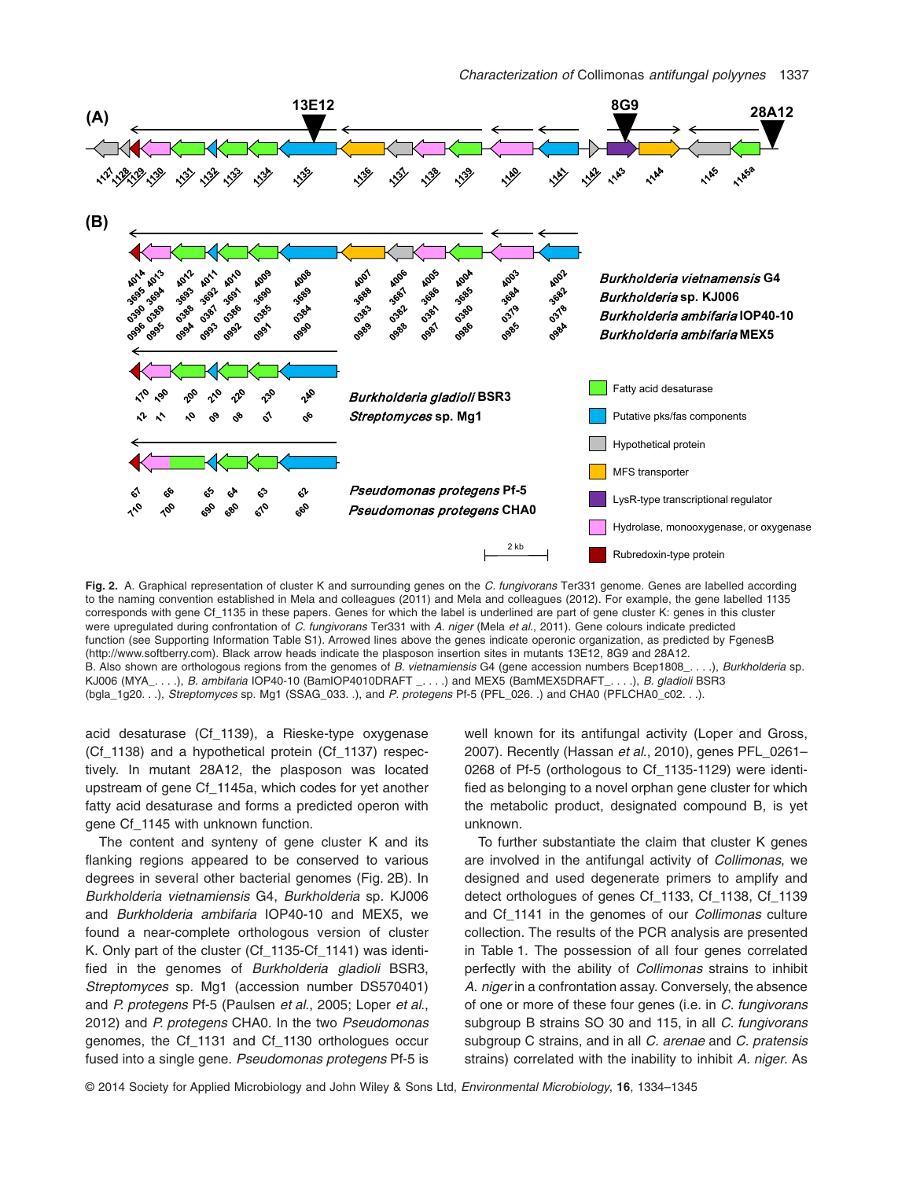**Fig. 2.** A. Graphical representation of cluster K and surrounding genes on the *C. fungivorans* Ter331 genome. Genes are labelled according to the naming convention established in Mela and colleagues (2011) and Mela and colleagues (2012). For example, the gene labelled 1135 corresponds with gene Cf_1135 in these papers. Genes for which the label is underlined are part of gene cluster K: genes in this cluster were upregulated during confrontation of *C. fungivorans* Ter331 with *A. niger* (Mela *et al*., 2011). Gene colours indicate predicted function (see Supporting Information Table S1). Arrowed lines above the genes indicate operonic organization, as predicted by FgenesB (http://www.softberry.com). Black arrow heads indicate the plasposon insertion sites in mutants 13E12, 8G9 and 28A12.
B. Also shown are orthologous regions from the genomes of *B. vietnamiensis* G4 (gene accession numbers Bcep1808_. . . .), *Burkholderia* sp. KJ006 (MYA_. . . .), *B. ambifaria* IOP40-10 (BamIOP4010DRAFT _. . . .) and MEX5 (BamMEX5DRAFT_. . . .), *B. gladioli* BSR3 (bgla_1g20. . .), *Streptomyces* sp. Mg1 (SSAG_033. .), and *P. protegens* Pf-5 (PFL_026. .) and CHA0 (PFLCHA0_c02. . .).

acid desaturase (Cf_1139), a Rieske-type oxygenase (Cf_1138) and a hypothetical protein (Cf_1137) respectively. In mutant 28A12, the plasposon was located upstream of gene Cf_1145a, which codes for yet another fatty acid desaturase and forms a predicted operon with gene Cf_1145 with unknown function.

The content and synteny of gene cluster K and its flanking regions appeared to be conserved to various degrees in several other bacterial genomes (Fig. 2B). In *Burkholderia vietnamiensis* G4, *Burkholderia* sp. KJ006 and *Burkholderia ambifaria* IOP40-10 and MEX5, we found a near-complete orthologous version of cluster K. Only part of the cluster (Cf_1135-Cf_1141) was identified in the genomes of *Burkholderia gladioli* BSR3, *Streptomyces* sp. Mg1 (accession number DS570401) and *P. protegens* Pf-5 (Paulsen *et al*., 2005; Loper *et al*., 2012) and *P. protegens* CHA0. In the two *Pseudomonas* genomes, the Cf_1131 and Cf_1130 orthologues occur fused into a single gene. *Pseudomonas protegens* Pf-5 is well known for its antifungal activity (Loper and Gross, 2007). Recently (Hassan *et al*., 2010), genes PFL_0261–0268 of Pf-5 (orthologous to Cf_1135-1129) were identified as belonging to a novel orphan gene cluster for which the metabolic product, designated compound B, is yet unknown.

To further substantiate the claim that cluster K genes are involved in the antifungal activity of *Collimonas*, we designed and used degenerate primers to amplify and detect orthologues of genes Cf_1133, Cf_1138, Cf_1139 and Cf_1141 in the genomes of our *Collimonas* culture collection. The results of the PCR analysis are presented in Table 1. The possession of all four genes correlated perfectly with the ability of *Collimonas* strains to inhibit *A. niger* in a confrontation assay. Conversely, the absence of one or more of these four genes (i.e. in *C. fungivorans* subgroup B strains SO 30 and 115, in all *C. fungivorans* subgroup C strains, and in all *C. arenae* and *C. pratensis* strains) correlated with the inability to inhibit *A. niger*. As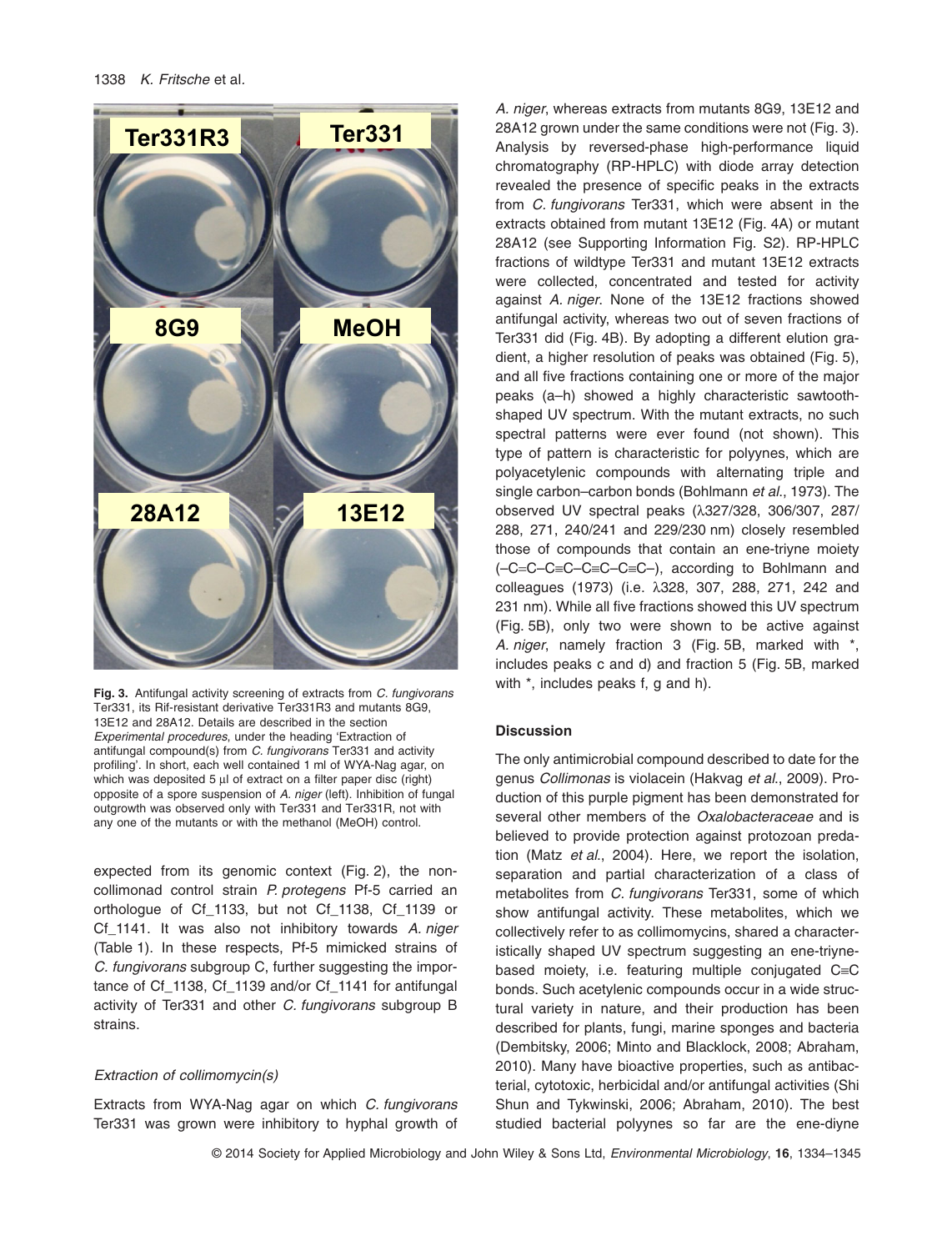Ter331R3

Ter331

8G9

MeOH

28A12

13E12

**Fig. 3.** Antifungal activity screening of extracts from *C. fungivorans* Ter331, its Rif-resistant derivative Ter331R3 and mutants 8G9, 13E12 and 28A12. Details are described in the section *Experimental procedures*, under the heading 'Extraction of antifungal compound(s) from *C. fungivorans* Ter331 and activity profiling'. In short, each well contained 1 ml of WYA-Nag agar, on which was deposited 5 μl of extract on a filter paper disc (right) opposite of a spore suspension of *A. niger* (left). Inhibition of fungal outgrowth was observed only with Ter331 and Ter331R, not with any one of the mutants or with the methanol (MeOH) control.

expected from its genomic context (Fig. 2), the non-collimonad control strain *P. protegens* Pf-5 carried an orthologue of Cf_1133, but not Cf_1138, Cf_1139 or Cf_1141. It was also not inhibitory towards *A. niger* (Table 1). In these respects, Pf-5 mimicked strains of *C. fungivorans* subgroup C, further suggesting the importance of Cf_1138, Cf_1139 and/or Cf_1141 for antifungal activity of Ter331 and other *C. fungivorans* subgroup B strains.

### *Extraction of collimomycin(s)*

Extracts from WYA-Nag agar on which *C. fungivorans* Ter331 was grown were inhibitory to hyphal growth of *A. niger*, whereas extracts from mutants 8G9, 13E12 and 28A12 grown under the same conditions were not (Fig. 3). Analysis by reversed-phase high-performance liquid chromatography (RP-HPLC) with diode array detection revealed the presence of specific peaks in the extracts from *C. fungivorans* Ter331, which were absent in the extracts obtained from mutant 13E12 (Fig. 4A) or mutant 28A12 (see Supporting Information Fig. S2). RP-HPLC fractions of wildtype Ter331 and mutant 13E12 extracts were collected, concentrated and tested for activity against *A. niger*. None of the 13E12 fractions showed antifungal activity, whereas two out of seven fractions of Ter331 did (Fig. 4B). By adopting a different elution gradient, a higher resolution of peaks was obtained (Fig. 5), and all five fractions containing one or more of the major peaks (a–h) showed a highly characteristic sawtooth-shaped UV spectrum. With the mutant extracts, no such spectral patterns were ever found (not shown). This type of pattern is characteristic for polyynes, which are polyacetylenic compounds with alternating triple and single carbon–carbon bonds (Bohlmann *et al.*, 1973). The observed UV spectral peaks (λ327/328, 306/307, 287/288, 271, 240/241 and 229/230 nm) closely resembled those of compounds that contain an ene-triyne moiety (–C=C–C≡C–C≡C–C≡C–), according to Bohlmann and colleagues (1973) (i.e. λ328, 307, 288, 271, 242 and 231 nm). While all five fractions showed this UV spectrum (Fig. 5B), only two were shown to be active against *A. niger*, namely fraction 3 (Fig. 5B, marked with *, includes peaks c and d) and fraction 5 (Fig. 5B, marked with *, includes peaks f, g and h).

## Discussion

The only antimicrobial compound described to date for the genus *Collimonas* is violacein (Hakvag *et al.*, 2009). Production of this purple pigment has been demonstrated for several other members of the *Oxalobacteraceae* and is believed to provide protection against protozoan predation (Matz *et al.*, 2004). Here, we report the isolation, separation and partial characterization of a class of metabolites from *C. fungivorans* Ter331, some of which show antifungal activity. These metabolites, which we collectively refer to as collimomycins, shared a characteristically shaped UV spectrum suggesting an ene-triyne-based moiety, i.e. featuring multiple conjugated C≡C bonds. Such acetylenic compounds occur in a wide structural variety in nature, and their production has been described for plants, fungi, marine sponges and bacteria (Dembitsky, 2006; Minto and Blacklock, 2008; Abraham, 2010). Many have bioactive properties, such as antibacterial, cytotoxic, herbicidal and/or antifungal activities (Shi Shun and Tykwinski, 2006; Abraham, 2010). The best studied bacterial polyynes so far are the ene-diyne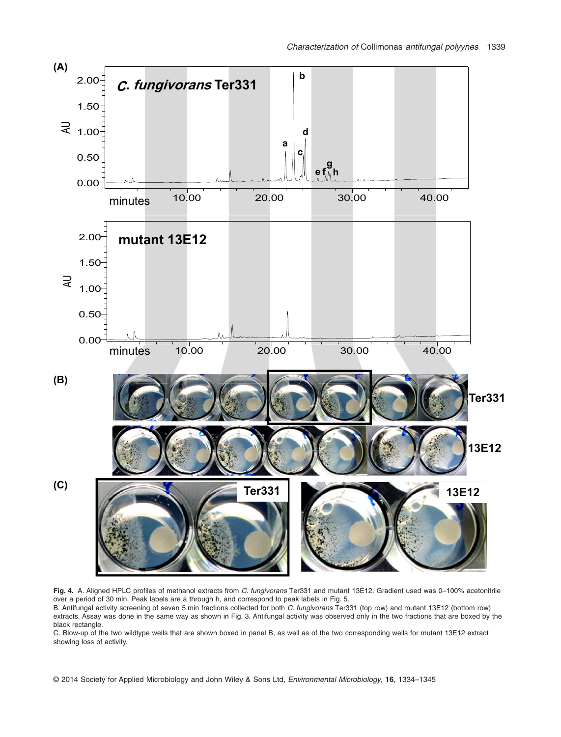**Fig. 4.** A. Aligned HPLC profiles of methanol extracts from *C. fungivorans* Ter331 and mutant 13E12. Gradient used was 0–100% acetonitrile over a period of 30 min. Peak labels are a through h, and correspond to peak labels in Fig. 5.

B. Antifungal activity screening of seven 5 min fractions collected for both *C. fungivorans* Ter331 (top row) and mutant 13E12 (bottom row) extracts. Assay was done in the same way as shown in Fig. 3. Antifungal activity was observed only in the two fractions that are boxed by the black rectangle.

C. Blow-up of the two wildtype wells that are shown boxed in panel B, as well as of the two corresponding wells for mutant 13E12 extract showing loss of activity.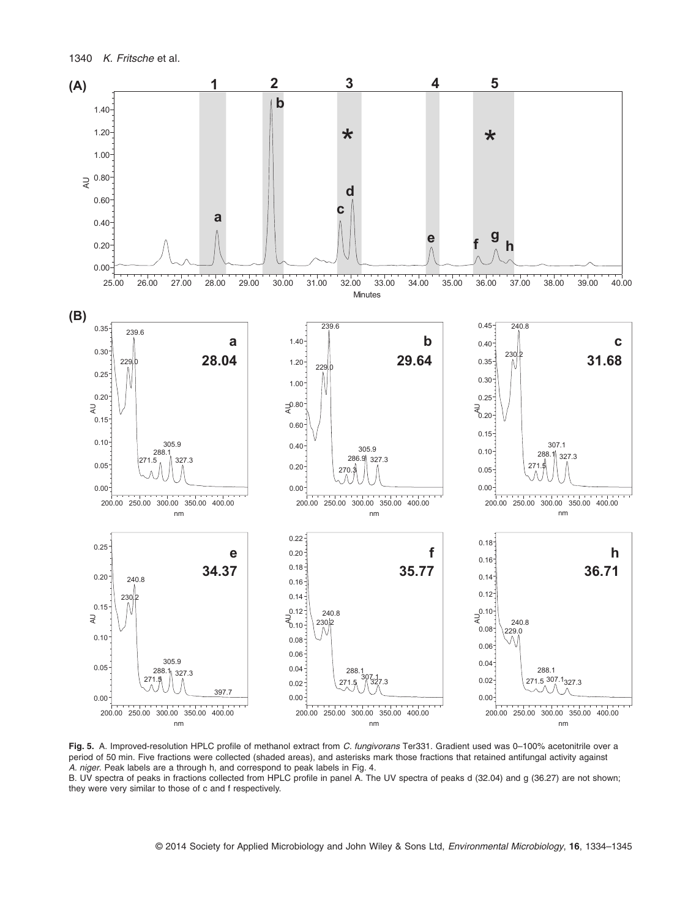**Fig. 5.** A. Improved-resolution HPLC profile of methanol extract from *C. fungivorans* Ter331. Gradient used was 0–100% acetonitrile over a period of 50 min. Five fractions were collected (shaded areas), and asterisks mark those fractions that retained antifungal activity against *A. niger*. Peak labels are a through h, and correspond to peak labels in Fig. 4.

B. UV spectra of peaks in fractions collected from HPLC profile in panel A. The UV spectra of peaks d (32.04) and g (36.27) are not shown; they were very similar to those of c and f respectively.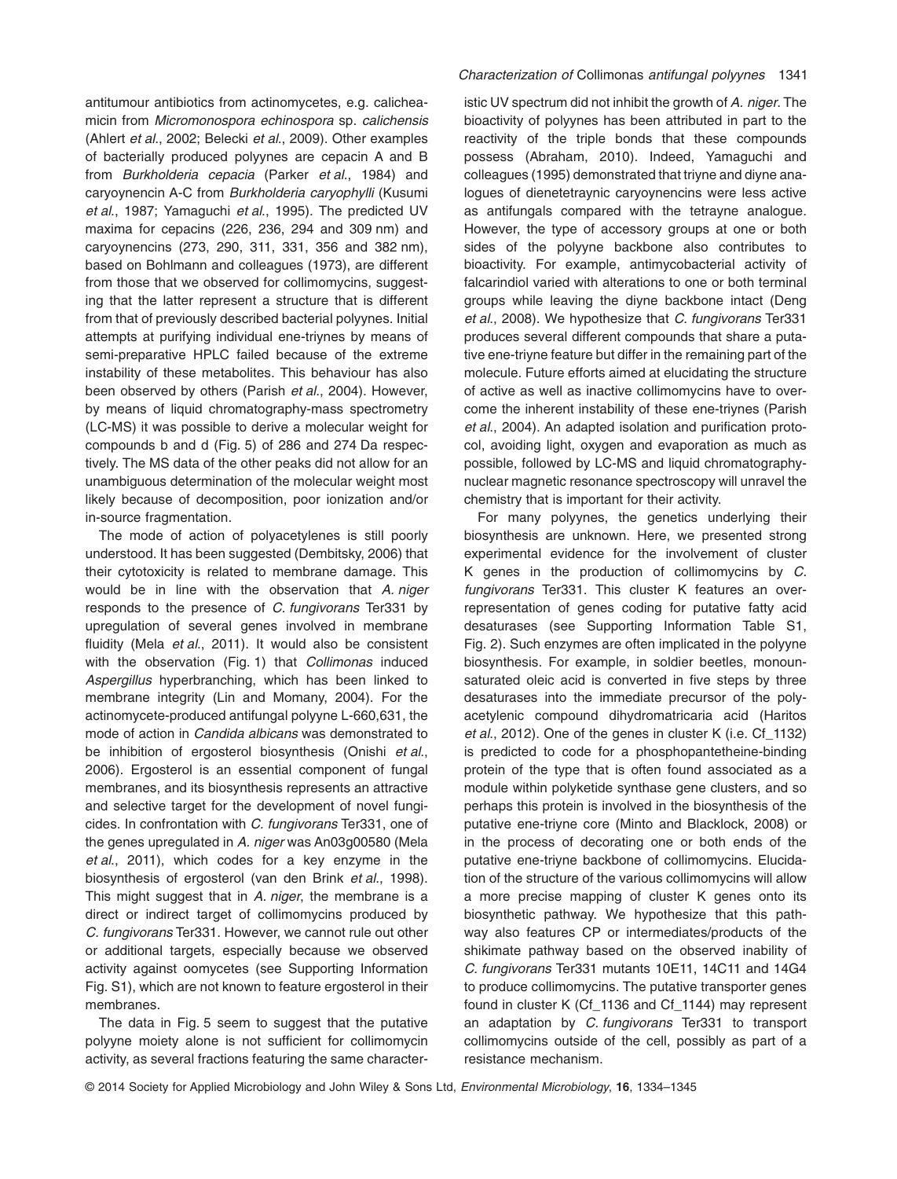antitumour antibiotics from actinomycetes, e.g. calicheamicin from *Micromonospora echinospora* sp. *calichensis* (Ahlert *et al*., 2002; Belecki *et al*., 2009). Other examples of bacterially produced polyynes are cepacin A and B from *Burkholderia cepacia* (Parker *et al*., 1984) and caryoynencin A-C from *Burkholderia caryophylli* (Kusumi *et al*., 1987; Yamaguchi *et al*., 1995). The predicted UV maxima for cepacins (226, 236, 294 and 309 nm) and caryoynencins (273, 290, 311, 331, 356 and 382 nm), based on Bohlmann and colleagues (1973), are different from those that we observed for collimomycins, suggesting that the latter represent a structure that is different from that of previously described bacterial polyynes. Initial attempts at purifying individual ene-triynes by means of semi-preparative HPLC failed because of the extreme instability of these metabolites. This behaviour has also been observed by others (Parish *et al*., 2004). However, by means of liquid chromatography-mass spectrometry (LC-MS) it was possible to derive a molecular weight for compounds b and d (Fig. 5) of 286 and 274 Da respectively. The MS data of the other peaks did not allow for an unambiguous determination of the molecular weight most likely because of decomposition, poor ionization and/or in-source fragmentation.

The mode of action of polyacetylenes is still poorly understood. It has been suggested (Dembitsky, 2006) that their cytotoxicity is related to membrane damage. This would be in line with the observation that *A. niger* responds to the presence of *C. fungivorans* Ter331 by upregulation of several genes involved in membrane fluidity (Mela *et al*., 2011). It would also be consistent with the observation (Fig. 1) that *Collimonas* induced *Aspergillus* hyperbranching, which has been linked to membrane integrity (Lin and Momany, 2004). For the actinomycete-produced antifungal polyyne L-660,631, the mode of action in *Candida albicans* was demonstrated to be inhibition of ergosterol biosynthesis (Onishi *et al*., 2006). Ergosterol is an essential component of fungal membranes, and its biosynthesis represents an attractive and selective target for the development of novel fungicides. In confrontation with *C. fungivorans* Ter331, one of the genes upregulated in *A. niger* was An03g00580 (Mela *et al*., 2011), which codes for a key enzyme in the biosynthesis of ergosterol (van den Brink *et al*., 1998). This might suggest that in *A. niger*, the membrane is a direct or indirect target of collimomycins produced by *C. fungivorans* Ter331. However, we cannot rule out other or additional targets, especially because we observed activity against oomycetes (see Supporting Information Fig. S1), which are not known to feature ergosterol in their membranes.

The data in Fig. 5 seem to suggest that the putative polyyne moiety alone is not sufficient for collimomycin activity, as several fractions featuring the same characteristic UV spectrum did not inhibit the growth of *A. niger*. The bioactivity of polyynes has been attributed in part to the reactivity of the triple bonds that these compounds possess (Abraham, 2010). Indeed, Yamaguchi and colleagues (1995) demonstrated that triyne and diyne analogues of dienetetraynic caryoynencins were less active as antifungals compared with the tetrayne analogue. However, the type of accessory groups at one or both sides of the polyyne backbone also contributes to bioactivity. For example, antimycobacterial activity of falcarindiol varied with alterations to one or both terminal groups while leaving the diyne backbone intact (Deng *et al*., 2008). We hypothesize that *C. fungivorans* Ter331 produces several different compounds that share a putative ene-triyne feature but differ in the remaining part of the molecule. Future efforts aimed at elucidating the structure of active as well as inactive collimomycins have to overcome the inherent instability of these ene-triynes (Parish *et al*., 2004). An adapted isolation and purification protocol, avoiding light, oxygen and evaporation as much as possible, followed by LC-MS and liquid chromatography-nuclear magnetic resonance spectroscopy will unravel the chemistry that is important for their activity.

For many polyynes, the genetics underlying their biosynthesis are unknown. Here, we presented strong experimental evidence for the involvement of cluster K genes in the production of collimomycins by *C. fungivorans* Ter331. This cluster K features an over-representation of genes coding for putative fatty acid desaturases (see Supporting Information Table S1, Fig. 2). Such enzymes are often implicated in the polyyne biosynthesis. For example, in soldier beetles, monounsaturated oleic acid is converted in five steps by three desaturases into the immediate precursor of the polyacetylenic compound dihydromatricaria acid (Haritos *et al*., 2012). One of the genes in cluster K (i.e. Cf_1132) is predicted to code for a phosphopantetheine-binding protein of the type that is often found associated as a module within polyketide synthase gene clusters, and so perhaps this protein is involved in the biosynthesis of the putative ene-triyne core (Minto and Blacklock, 2008) or in the process of decorating one or both ends of the putative ene-triyne backbone of collimomycins. Elucidation of the structure of the various collimomycins will allow a more precise mapping of cluster K genes onto its biosynthetic pathway. We hypothesize that this pathway also features CP or intermediates/products of the shikimate pathway based on the observed inability of *C. fungivorans* Ter331 mutants 10E11, 14C11 and 14G4 to produce collimomycins. The putative transporter genes found in cluster K (Cf_1136 and Cf_1144) may represent an adaptation by *C. fungivorans* Ter331 to transport collimomycins outside of the cell, possibly as part of a resistance mechanism.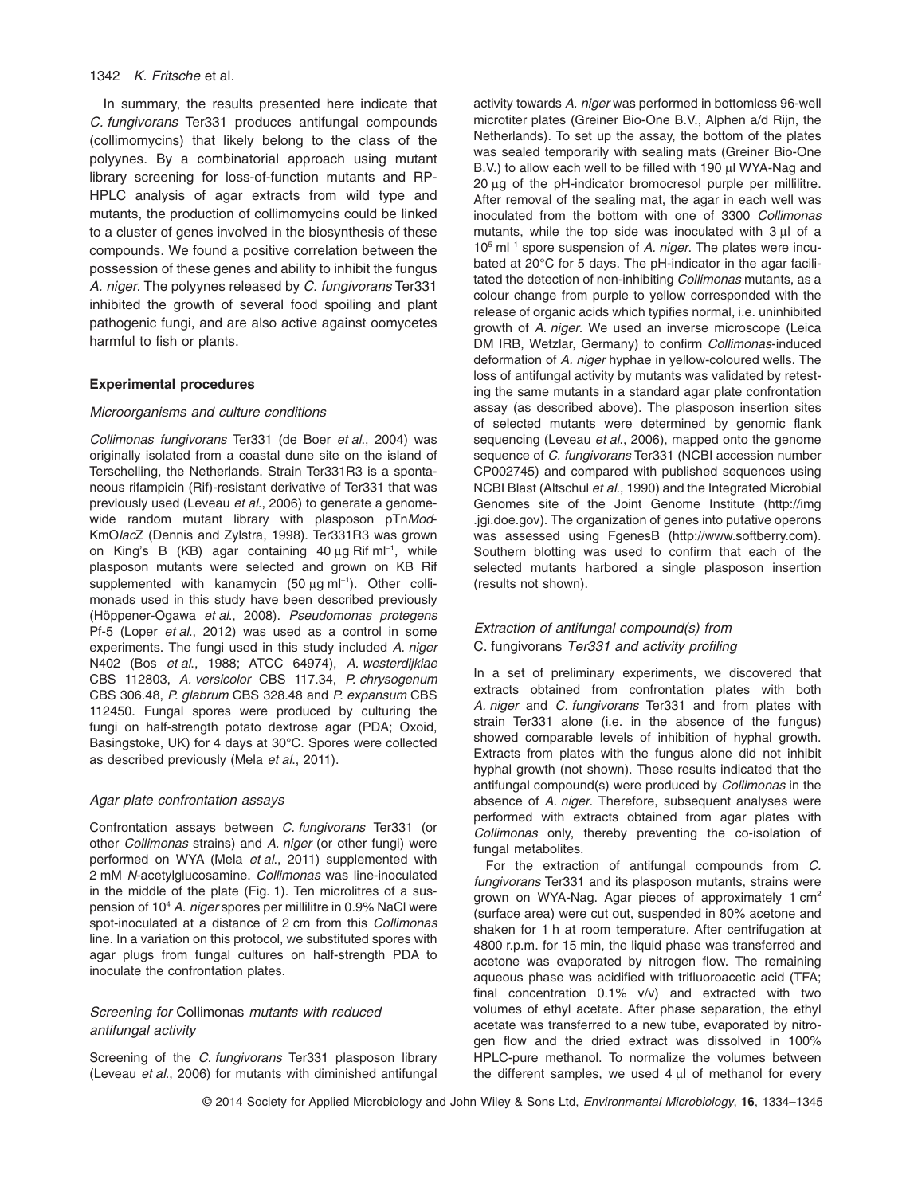In summary, the results presented here indicate that *C. fungivorans* Ter331 produces antifungal compounds (collimomycins) that likely belong to the class of the polyynes. By a combinatorial approach using mutant library screening for loss-of-function mutants and RP-HPLC analysis of agar extracts from wild type and mutants, the production of collimomycins could be linked to a cluster of genes involved in the biosynthesis of these compounds. We found a positive correlation between the possession of these genes and ability to inhibit the fungus *A. niger*. The polyynes released by *C. fungivorans* Ter331 inhibited the growth of several food spoiling and plant pathogenic fungi, and are also active against oomycetes harmful to fish or plants.

## Experimental procedures

### *Microorganisms and culture conditions*

*Collimonas fungivorans* Ter331 (de Boer *et al*., 2004) was originally isolated from a coastal dune site on the island of Terschelling, the Netherlands. Strain Ter331R3 is a spontaneous rifampicin (Rif)-resistant derivative of Ter331 that was previously used (Leveau *et al*., 2006) to generate a genome-wide random mutant library with plasposon pTn*Mod*-KmO*lac*Z (Dennis and Zylstra, 1998). Ter331R3 was grown on King's B (KB) agar containing 40 μg Rif ml$^{-1}$, while plasposon mutants were selected and grown on KB Rif supplemented with kanamycin (50 μg ml$^{-1}$). Other collimonads used in this study have been described previously (Höppener-Ogawa *et al*., 2008). *Pseudomonas protegens* Pf-5 (Loper *et al*., 2012) was used as a control in some experiments. The fungi used in this study included *A. niger* N402 (Bos *et al*., 1988; ATCC 64974), *A. westerdijkiae* CBS 112803, *A. versicolor* CBS 117.34, *P. chrysogenum* CBS 306.48, *P. glabrum* CBS 328.48 and *P. expansum* CBS 112450. Fungal spores were produced by culturing the fungi on half-strength potato dextrose agar (PDA; Oxoid, Basingstoke, UK) for 4 days at 30°C. Spores were collected as described previously (Mela *et al*., 2011).

### *Agar plate confrontation assays*

Confrontation assays between *C. fungivorans* Ter331 (or other *Collimonas* strains) and *A. niger* (or other fungi) were performed on WYA (Mela *et al*., 2011) supplemented with 2 mM *N*-acetylglucosamine. *Collimonas* was line-inoculated in the middle of the plate (Fig. 1). Ten microlitres of a suspension of $10^4$ *A. niger* spores per millilitre in 0.9% NaCl were spot-inoculated at a distance of 2 cm from this *Collimonas* line. In a variation on this protocol, we substituted spores with agar plugs from fungal cultures on half-strength PDA to inoculate the confrontation plates.

### *Screening for* Collimonas *mutants with reduced antifungal activity*

Screening of the *C. fungivorans* Ter331 plasposon library (Leveau *et al*., 2006) for mutants with diminished antifungal activity towards *A. niger* was performed in bottomless 96-well microtiter plates (Greiner Bio-One B.V., Alphen a/d Rijn, the Netherlands). To set up the assay, the bottom of the plates was sealed temporarily with sealing mats (Greiner Bio-One B.V.) to allow each well to be filled with 190 μl WYA-Nag and 20 μg of the pH-indicator bromocresol purple per millilitre. After removal of the sealing mat, the agar in each well was inoculated from the bottom with one of 3300 *Collimonas* mutants, while the top side was inoculated with 3 μl of a $10^5$ ml$^{-1}$ spore suspension of *A. niger*. The plates were incubated at 20°C for 5 days. The pH-indicator in the agar facilitated the detection of non-inhibiting *Collimonas* mutants, as a colour change from purple to yellow corresponded with the release of organic acids which typifies normal, i.e. uninhibited growth of *A. niger*. We used an inverse microscope (Leica DM IRB, Wetzlar, Germany) to confirm *Collimonas*-induced deformation of *A. niger* hyphae in yellow-coloured wells. The loss of antifungal activity by mutants was validated by retesting the same mutants in a standard agar plate confrontation assay (as described above). The plasposon insertion sites of selected mutants were determined by genomic flank sequencing (Leveau *et al*., 2006), mapped onto the genome sequence of *C. fungivorans* Ter331 (NCBI accession number CP002745) and compared with published sequences using NCBI Blast (Altschul *et al*., 1990) and the Integrated Microbial Genomes site of the Joint Genome Institute (http://img.jgi.doe.gov). The organization of genes into putative operons was assessed using FgenesB (http://www.softberry.com). Southern blotting was used to confirm that each of the selected mutants harbored a single plasposon insertion (results not shown).

### *Extraction of antifungal compound(s) from* C. fungivorans *Ter331 and activity profiling*

In a set of preliminary experiments, we discovered that extracts obtained from confrontation plates with both *A. niger* and *C. fungivorans* Ter331 and from plates with strain Ter331 alone (i.e. in the absence of the fungus) showed comparable levels of inhibition of hyphal growth. Extracts from plates with the fungus alone did not inhibit hyphal growth (not shown). These results indicated that the antifungal compound(s) were produced by *Collimonas* in the absence of *A. niger*. Therefore, subsequent analyses were performed with extracts obtained from agar plates with *Collimonas* only, thereby preventing the co-isolation of fungal metabolites.

For the extraction of antifungal compounds from *C. fungivorans* Ter331 and its plasposon mutants, strains were grown on WYA-Nag. Agar pieces of approximately 1 cm$^2$ (surface area) were cut out, suspended in 80% acetone and shaken for 1 h at room temperature. After centrifugation at 4800 r.p.m. for 15 min, the liquid phase was transferred and acetone was evaporated by nitrogen flow. The remaining aqueous phase was acidified with trifluoroacetic acid (TFA; final concentration 0.1% v/v) and extracted with two volumes of ethyl acetate. After phase separation, the ethyl acetate was transferred to a new tube, evaporated by nitrogen flow and the dried extract was dissolved in 100% HPLC-pure methanol. To normalize the volumes between the different samples, we used 4 μl of methanol for every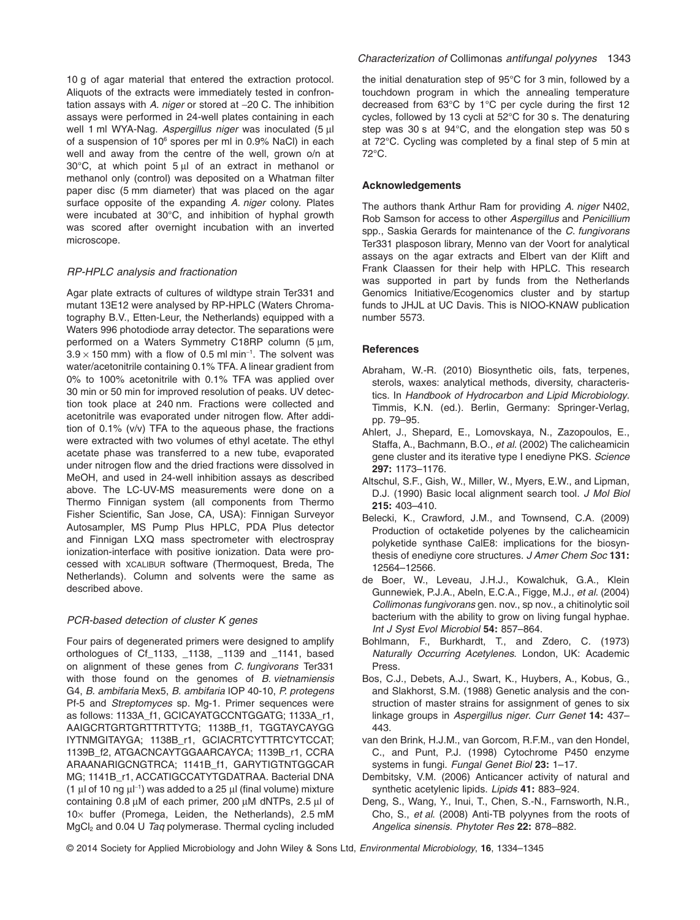10 g of agar material that entered the extraction protocol. Aliquots of the extracts were immediately tested in confrontation assays with *A. niger* or stored at −20 C. The inhibition assays were performed in 24-well plates containing in each well 1 ml WYA-Nag. *Aspergillus niger* was inoculated (5 μl of a suspension of $10^6$ spores per ml in 0.9% NaCl) in each well and away from the centre of the well, grown o/n at 30°C, at which point 5 μl of an extract in methanol or methanol only (control) was deposited on a Whatman filter paper disc (5 mm diameter) that was placed on the agar surface opposite of the expanding *A. niger* colony. Plates were incubated at 30°C, and inhibition of hyphal growth was scored after overnight incubation with an inverted microscope.

### *RP-HPLC analysis and fractionation*

Agar plate extracts of cultures of wildtype strain Ter331 and mutant 13E12 were analysed by RP-HPLC (Waters Chromatography B.V., Etten-Leur, the Netherlands) equipped with a Waters 996 photodiode array detector. The separations were performed on a Waters Symmetry C18RP column (5 μm, $3.9 \times 150$ mm) with a flow of 0.5 ml $\text{min}^{-1}$. The solvent was water/acetonitrile containing 0.1% TFA. A linear gradient from 0% to 100% acetonitrile with 0.1% TFA was applied over 30 min or 50 min for improved resolution of peaks. UV detection took place at 240 nm. Fractions were collected and acetonitrile was evaporated under nitrogen flow. After addition of 0.1% (v/v) TFA to the aqueous phase, the fractions were extracted with two volumes of ethyl acetate. The ethyl acetate phase was transferred to a new tube, evaporated under nitrogen flow and the dried fractions were dissolved in MeOH, and used in 24-well inhibition assays as described above. The LC-UV-MS measurements were done on a Thermo Finnigan system (all components from Thermo Fisher Scientific, San Jose, CA, USA): Finnigan Surveyor Autosampler, MS Pump Plus HPLC, PDA Plus detector and Finnigan LXQ mass spectrometer with electrospray ionization-interface with positive ionization. Data were processed with XCALIBUR software (Thermoquest, Breda, The Netherlands). Column and solvents were the same as described above.

### *PCR-based detection of cluster K genes*

Four pairs of degenerated primers were designed to amplify orthologues of Cf_1133, _1138, _1139 and _1141, based on alignment of these genes from *C. fungivorans* Ter331 with those found on the genomes of *B. vietnamiensis* G4, *B. ambifaria* Mex5, *B. ambifaria* IOP 40-10, *P. protegens* Pf-5 and *Streptomyces* sp. Mg-1. Primer sequences were as follows: 1133A_f1, GCICAYATGCCNTGGATG; 1133A_r1, AAIGCRTGRTGRTTRTTYTG; 1138B_f1, TGGTAYCAYGG IYTNMGITAYGA; 1138B_r1, GCIACRTCYTTRTCYTCCAT; 1139B_f2, ATGACNCAYTGGAARCAYCA; 1139B_r1, CCRA ARAANARIGCNGTRCA; 1141B_f1, GARYTIGTNTGGCAR MG; 1141B_r1, ACCATIGCCATYTGDATRAA. Bacterial DNA (1 μl of 10 ng $\mu l^{-1}$) was added to a 25 μl (final volume) mixture containing 0.8 μM of each primer, 200 μM dNTPs, 2.5 μl of 10× buffer (Promega, Leiden, the Netherlands), 2.5 mM $MgCl_2$ and 0.04 U *Taq* polymerase. Thermal cycling included the initial denaturation step of 95°C for 3 min, followed by a touchdown program in which the annealing temperature decreased from 63°C by 1°C per cycle during the first 12 cycles, followed by 13 cycli at 52°C for 30 s. The denaturing step was 30 s at 94°C, and the elongation step was 50 s at 72°C. Cycling was completed by a final step of 5 min at 72°C.

## Acknowledgements

The authors thank Arthur Ram for providing *A. niger* N402, Rob Samson for access to other *Aspergillus* and *Penicillium* spp., Saskia Gerards for maintenance of the *C. fungivorans* Ter331 plasposon library, Menno van der Voort for analytical assays on the agar extracts and Elbert van der Klift and Frank Claassen for their help with HPLC. This research was supported in part by funds from the Netherlands Genomics Initiative/Ecogenomics cluster and by startup funds to JHJL at UC Davis. This is NIOO-KNAW publication number 5573.

## References

Abraham, W.-R. (2010) Biosynthetic oils, fats, terpenes, sterols, waxes: analytical methods, diversity, characteristics. In *Handbook of Hydrocarbon and Lipid Microbiology*. Timmis, K.N. (ed.). Berlin, Germany: Springer-Verlag, pp. 79–95.

Ahlert, J., Shepard, E., Lomovskaya, N., Zazopoulos, E., Staffa, A., Bachmann, B.O., *et al*. (2002) The calicheamicin gene cluster and its iterative type I enediyne PKS. *Science* **297:** 1173–1176.

Altschul, S.F., Gish, W., Miller, W., Myers, E.W., and Lipman, D.J. (1990) Basic local alignment search tool. *J Mol Biol* **215:** 403–410.

Belecki, K., Crawford, J.M., and Townsend, C.A. (2009) Production of octaketide polyenes by the calicheamicin polyketide synthase CalE8: implications for the biosynthesis of enediyne core structures. *J Amer Chem Soc* **131:** 12564–12566.

de Boer, W., Leveau, J.H.J., Kowalchuk, G.A., Klein Gunnewiek, P.J.A., Abeln, E.C.A., Figge, M.J., *et al*. (2004) *Collimonas fungivorans* gen. nov., sp nov., a chitinolytic soil bacterium with the ability to grow on living fungal hyphae. *Int J Syst Evol Microbiol* **54:** 857–864.

Bohlmann, F., Burkhardt, T., and Zdero, C. (1973) *Naturally Occurring Acetylenes*. London, UK: Academic Press.

Bos, C.J., Debets, A.J., Swart, K., Huybers, A., Kobus, G., and Slakhorst, S.M. (1988) Genetic analysis and the construction of master strains for assignment of genes to six linkage groups in *Aspergillus niger*. *Curr Genet* **14:** 437–443.

van den Brink, H.J.M., van Gorcom, R.F.M., van den Hondel, C., and Punt, P.J. (1998) Cytochrome P450 enzyme systems in fungi. *Fungal Genet Biol* **23:** 1–17.

Dembitsky, V.M. (2006) Anticancer activity of natural and synthetic acetylenic lipids. *Lipids* **41:** 883–924.

Deng, S., Wang, Y., Inui, T., Chen, S.-N., Farnsworth, N.R., Cho, S., *et al*. (2008) Anti-TB polyynes from the roots of *Angelica sinensis*. *Phytoter Res* **22:** 878–882.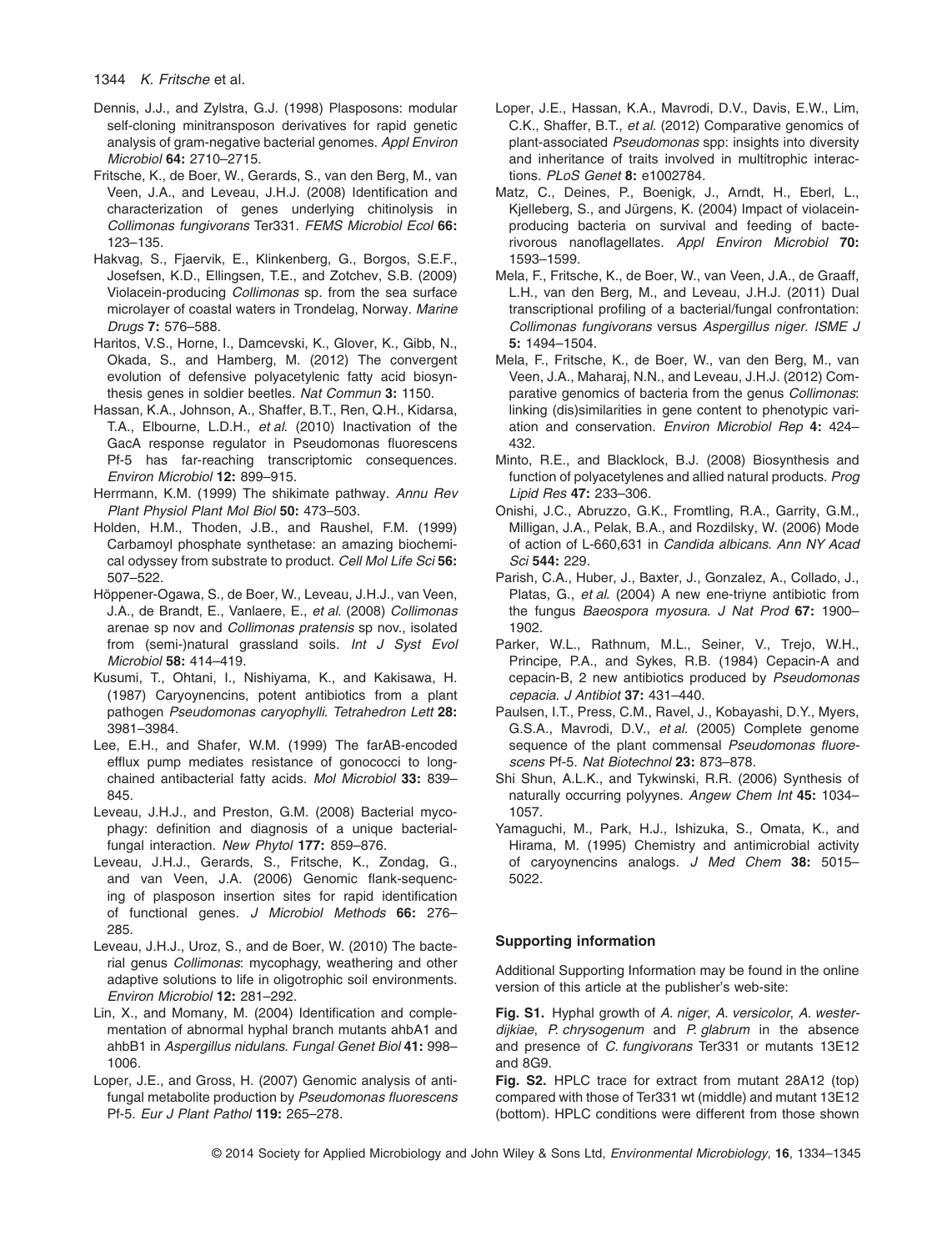Dennis, J.J., and Zylstra, G.J. (1998) Plasposons: modular self-cloning minitransposon derivatives for rapid genetic analysis of gram-negative bacterial genomes. *Appl Environ Microbiol* **64:** 2710–2715.

Fritsche, K., de Boer, W., Gerards, S., van den Berg, M., van Veen, J.A., and Leveau, J.H.J. (2008) Identification and characterization of genes underlying chitinolysis in *Collimonas fungivorans* Ter331. *FEMS Microbiol Ecol* **66:** 123–135.

Hakvag, S., Fjaervik, E., Klinkenberg, G., Borgos, S.E.F., Josefsen, K.D., Ellingsen, T.E., and Zotchev, S.B. (2009) Violacein-producing *Collimonas* sp. from the sea surface microlayer of coastal waters in Trondelag, Norway. *Marine Drugs* **7:** 576–588.

Haritos, V.S., Horne, I., Damcevski, K., Glover, K., Gibb, N., Okada, S., and Hamberg, M. (2012) The convergent evolution of defensive polyacetylenic fatty acid biosynthesis genes in soldier beetles. *Nat Commun* **3:** 1150.

Hassan, K.A., Johnson, A., Shaffer, B.T., Ren, Q.H., Kidarsa, T.A., Elbourne, L.D.H., *et al.* (2010) Inactivation of the GacA response regulator in Pseudomonas fluorescens Pf-5 has far-reaching transcriptomic consequences. *Environ Microbiol* **12:** 899–915.

Herrmann, K.M. (1999) The shikimate pathway. *Annu Rev Plant Physiol Plant Mol Biol* **50:** 473–503.

Holden, H.M., Thoden, J.B., and Raushel, F.M. (1999) Carbamoyl phosphate synthetase: an amazing biochemical odyssey from substrate to product. *Cell Mol Life Sci* **56:** 507–522.

Höppener-Ogawa, S., de Boer, W., Leveau, J.H.J., van Veen, J.A., de Brandt, E., Vanlaere, E., *et al.* (2008) *Collimonas* arenae sp nov and *Collimonas pratensis* sp nov., isolated from (semi-)natural grassland soils. *Int J Syst Evol Microbiol* **58:** 414–419.

Kusumi, T., Ohtani, I., Nishiyama, K., and Kakisawa, H. (1987) Caryoynencins, potent antibiotics from a plant pathogen *Pseudomonas caryophylli*. *Tetrahedron Lett* **28:** 3981–3984.

Lee, E.H., and Shafer, W.M. (1999) The farAB-encoded efflux pump mediates resistance of gonococci to long-chained antibacterial fatty acids. *Mol Microbiol* **33:** 839–845.

Leveau, J.H.J., and Preston, G.M. (2008) Bacterial mycophagy: definition and diagnosis of a unique bacterial-fungal interaction. *New Phytol* **177:** 859–876.

Leveau, J.H.J., Gerards, S., Fritsche, K., Zondag, G., and van Veen, J.A. (2006) Genomic flank-sequencing of plasposon insertion sites for rapid identification of functional genes. *J Microbiol Methods* **66:** 276–285.

Leveau, J.H.J., Uroz, S., and de Boer, W. (2010) The bacterial genus *Collimonas*: mycophagy, weathering and other adaptive solutions to life in oligotrophic soil environments. *Environ Microbiol* **12:** 281–292.

Lin, X., and Momany, M. (2004) Identification and complementation of abnormal hyphal branch mutants ahbA1 and ahbB1 in *Aspergillus nidulans*. *Fungal Genet Biol* **41:** 998–1006.

Loper, J.E., and Gross, H. (2007) Genomic analysis of antifungal metabolite production by *Pseudomonas fluorescens* Pf-5. *Eur J Plant Pathol* **119:** 265–278.

Loper, J.E., Hassan, K.A., Mavrodi, D.V., Davis, E.W., Lim, C.K., Shaffer, B.T., *et al.* (2012) Comparative genomics of plant-associated *Pseudomonas* spp: insights into diversity and inheritance of traits involved in multitrophic interactions. *PLoS Genet* **8:** e1002784.

Matz, C., Deines, P., Boenigk, J., Arndt, H., Eberl, L., Kjelleberg, S., and Jürgens, K. (2004) Impact of violacein-producing bacteria on survival and feeding of bacterivorous nanoflagellates. *Appl Environ Microbiol* **70:** 1593–1599.

Mela, F., Fritsche, K., de Boer, W., van Veen, J.A., de Graaff, L.H., van den Berg, M., and Leveau, J.H.J. (2011) Dual transcriptional profiling of a bacterial/fungal confrontation: *Collimonas fungivorans* versus *Aspergillus niger*. *ISME J* **5:** 1494–1504.

Mela, F., Fritsche, K., de Boer, W., van den Berg, M., van Veen, J.A., Maharaj, N.N., and Leveau, J.H.J. (2012) Comparative genomics of bacteria from the genus *Collimonas*: linking (dis)similarities in gene content to phenotypic variation and conservation. *Environ Microbiol Rep* **4:** 424–432.

Minto, R.E., and Blacklock, B.J. (2008) Biosynthesis and function of polyacetylenes and allied natural products. *Prog Lipid Res* **47:** 233–306.

Onishi, J.C., Abruzzo, G.K., Fromtling, R.A., Garrity, G.M., Milligan, J.A., Pelak, B.A., and Rozdilsky, W. (2006) Mode of action of L-660,631 in *Candida albicans*. *Ann NY Acad Sci* **544:** 229.

Parish, C.A., Huber, J., Baxter, J., Gonzalez, A., Collado, J., Platas, G., *et al.* (2004) A new ene-triyne antibiotic from the fungus *Baeospora myosura*. *J Nat Prod* **67:** 1900–1902.

Parker, W.L., Rathnum, M.L., Seiner, V., Trejo, W.H., Principe, P.A., and Sykes, R.B. (1984) Cepacin-A and cepacin-B, 2 new antibiotics produced by *Pseudomonas cepacia*. *J Antibiot* **37:** 431–440.

Paulsen, I.T., Press, C.M., Ravel, J., Kobayashi, D.Y., Myers, G.S.A., Mavrodi, D.V., *et al.* (2005) Complete genome sequence of the plant commensal *Pseudomonas fluorescens* Pf-5. *Nat Biotechnol* **23:** 873–878.

Shi Shun, A.L.K., and Tykwinski, R.R. (2006) Synthesis of naturally occurring polyynes. *Angew Chem Int* **45:** 1034–1057.

Yamaguchi, M., Park, H.J., Ishizuka, S., Omata, K., and Hirama, M. (1995) Chemistry and antimicrobial activity of caryoynencins analogs. *J Med Chem* **38:** 5015–5022.

## Supporting information

Additional Supporting Information may be found in the online version of this article at the publisher's web-site:

**Fig. S1.** Hyphal growth of *A. niger*, *A. versicolor*, *A. westerdijkiae*, *P. chrysogenum* and *P. glabrum* in the absence and presence of *C. fungivorans* Ter331 or mutants 13E12 and 8G9.

**Fig. S2.** HPLC trace for extract from mutant 28A12 (top) compared with those of Ter331 wt (middle) and mutant 13E12 (bottom). HPLC conditions were different from those shown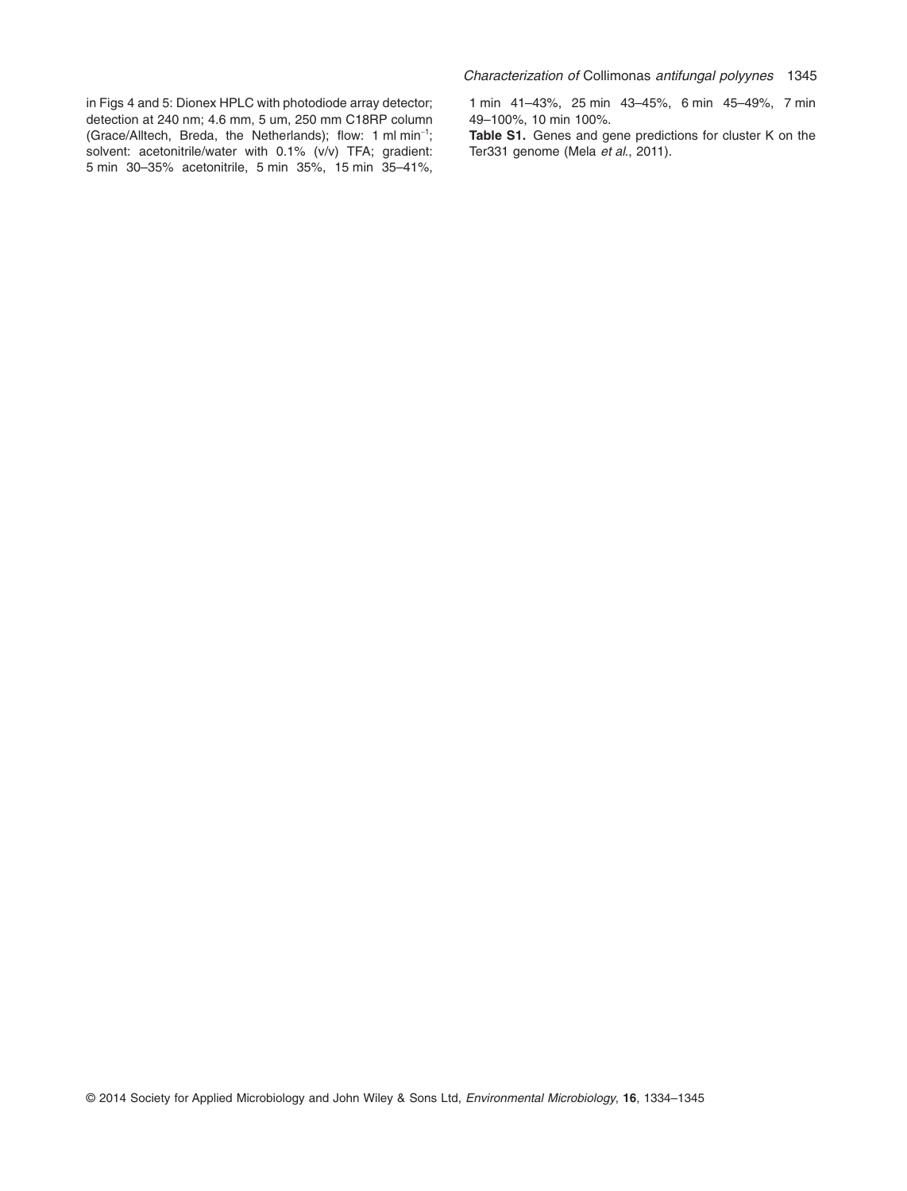in Figs 4 and 5: Dionex HPLC with photodiode array detector; detection at 240 nm; 4.6 mm, 5 um, 250 mm C18RP column (Grace/Alltech, Breda, the Netherlands); flow: 1 ml $min^{-1}$; solvent: acetonitrile/water with 0.1% (v/v) TFA; gradient: 5 min 30–35% acetonitrile, 5 min 35%, 15 min 35–41%, 1 min 41–43%, 25 min 43–45%, 6 min 45–49%, 7 min 49–100%, 10 min 100%.

**Table S1.** Genes and gene predictions for cluster K on the Ter331 genome (Mela *et al.*, 2011).